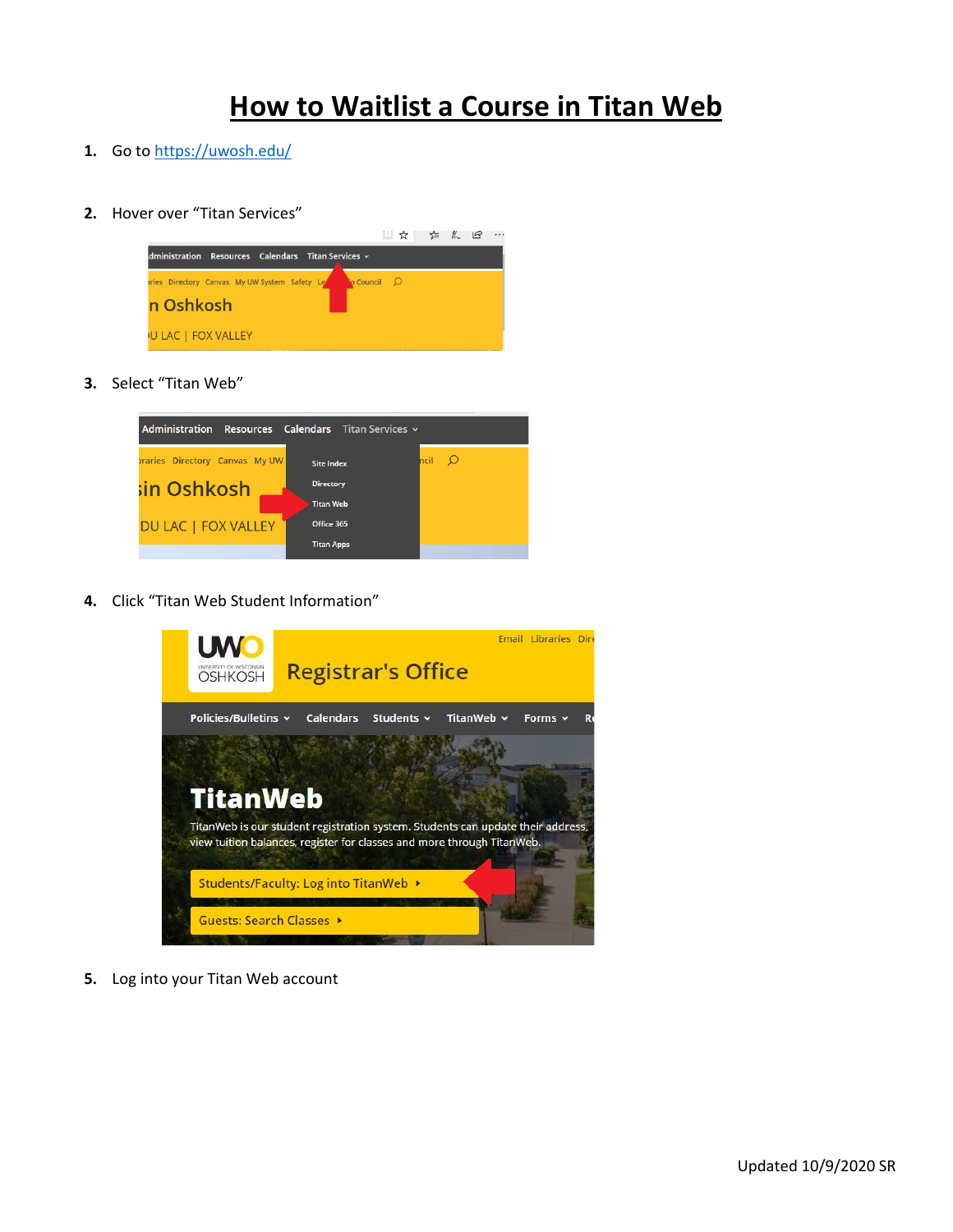# How to Waitlist a Course in Titan Web

1. Go to https://uwosh.edu/

2. Hover over "Titan Services"

3. Select "Titan Web"

4. Click "Titan Web Student Information"

5. Log into your Titan Web account

Updated 10/9/2020 SR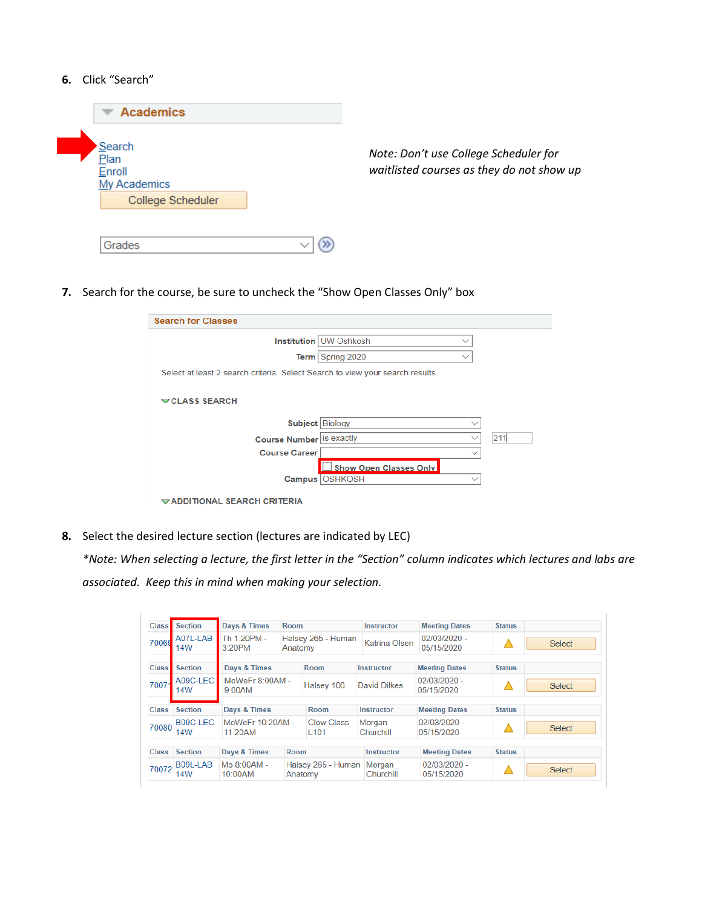6. Click "Search"

**Academics**

Search
Plan
Enroll
My Academics
College Scheduler

Grades

*Note: Don't use College Scheduler for waitlisted courses as they do not show up*

7. Search for the course, be sure to uncheck the "Show Open Classes Only" box

**Search for Classes**

Institution: UW Oshkosh
Term: Spring 2020

Select at least 2 search criteria. Select Search to view your search results.

CLASS SEARCH

Subject: Biology
Course Number: is exactly 211
Course Career:
Show Open Classes Only
Campus: OSHKOSH

ADDITIONAL SEARCH CRITERIA

8. Select the desired lecture section (lectures are indicated by LEC)

*\*Note: When selecting a lecture, the first letter in the "Section" column indicates which lectures and labs are associated. Keep this in mind when making your selection.*

| Class | Section | Days & Times | Room | Instructor | Meeting Dates | Status | |
|---|---|---|---|---|---|---|---|
| 70069 | A07L-LAB 14W | Th 1:20PM - 3:20PM | Halsey 265 - Human Anatomy | Katrina Olsen | 02/03/2020 - 05/15/2020 | ⚠ | Select |
| 70071 | A09C-LEC 14W | MoWeFr 8:00AM - 9:00AM | Halsey 106 | David Dilkes | 02/03/2020 - 05/15/2020 | ⚠ | Select |
| 70080 | B09C-LEC 14W | MoWeFr 10:20AM - 11:20AM | Clow Class L101 | Morgan Churchill | 02/03/2020 - 05/15/2020 | ⚠ | Select |
| 70072 | B09L-LAB 14W | Mo 8:00AM - 10:00AM | Halsey 265 - Human Anatomy | Morgan Churchill | 02/03/2020 - 05/15/2020 | ⚠ | Select |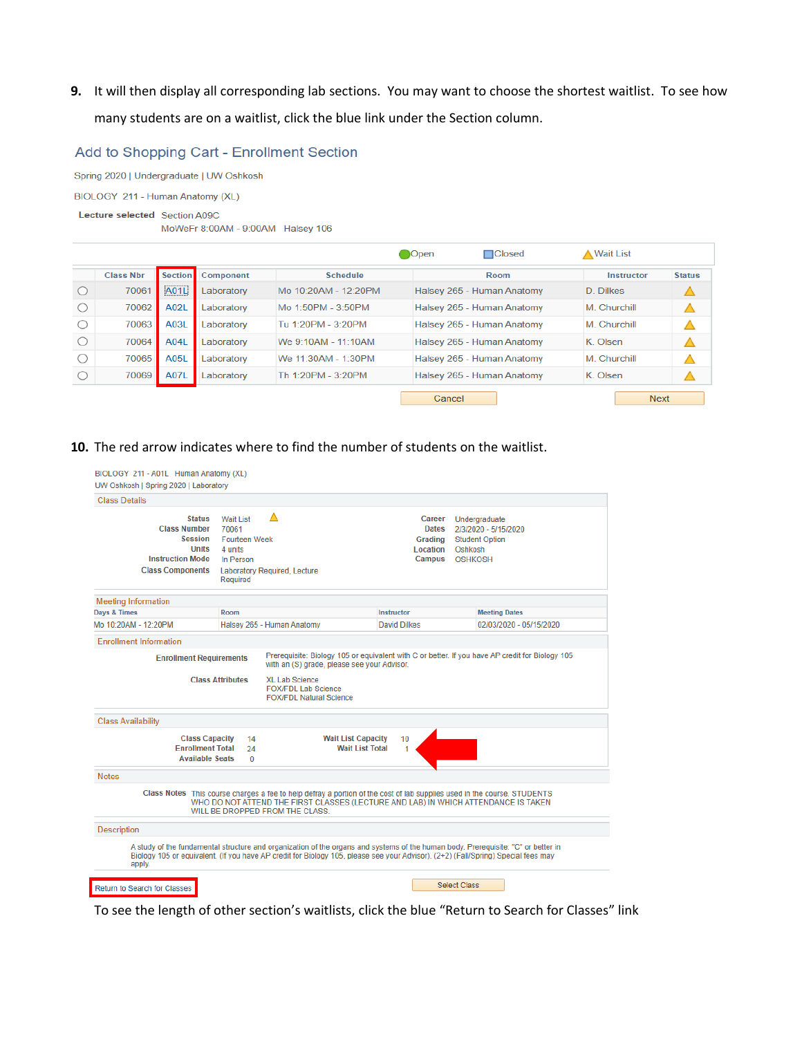9. It will then display all corresponding lab sections. You may want to choose the shortest waitlist. To see how many students are on a waitlist, click the blue link under the Section column.

## Add to Shopping Cart - Enrollment Section

Spring 2020 | Undergraduate | UW Oshkosh

BIOLOGY 211 - Human Anatomy (XL)

**Lecture selected** Section A09C
MoWeFr 8:00AM - 9:00AM Halsey 106

Open  Closed  Wait List

| | Class Nbr | Section | Component | Schedule | Room | Instructor | Status |
|---|---|---|---|---|---|---|---|
| ○ | 70061 | A01L | Laboratory | Mo 10:20AM - 12:20PM | Halsey 265 - Human Anatomy | D. Dilkes | Wait List |
| ○ | 70062 | A02L | Laboratory | Mo 1:50PM - 3:50PM | Halsey 265 - Human Anatomy | M. Churchill | Wait List |
| ○ | 70063 | A03L | Laboratory | Tu 1:20PM - 3:20PM | Halsey 265 - Human Anatomy | M. Churchill | Wait List |
| ○ | 70064 | A04L | Laboratory | We 9:10AM - 11:10AM | Halsey 265 - Human Anatomy | K. Olsen | Wait List |
| ○ | 70065 | A05L | Laboratory | We 11:30AM - 1:30PM | Halsey 265 - Human Anatomy | M. Churchill | Wait List |
| ○ | 70069 | A07L | Laboratory | Th 1:20PM - 3:20PM | Halsey 265 - Human Anatomy | K. Olsen | Wait List |

Cancel  Next

10. The red arrow indicates where to find the number of students on the waitlist.

BIOLOGY 211 - A01L Human Anatomy (XL)
UW Oshkosh | Spring 2020 | Laboratory

**Class Details**

| | | | |
|---|---|---|---|
| Status | Wait List | Career | Undergraduate |
| Class Number | 70061 | Dates | 2/3/2020 - 5/15/2020 |
| Session | Fourteen Week | Grading | Student Option |
| Units | 4 units | Location | Oshkosh |
| Instruction Mode | In Person | Campus | OSHKOSH |
| Class Components | Laboratory Required, Lecture Required | | |

**Meeting Information**

| Days & Times | Room | Instructor | Meeting Dates |
|---|---|---|---|
| Mo 10:20AM - 12:20PM | Halsey 265 - Human Anatomy | David Dilkes | 02/03/2020 - 05/15/2020 |

**Enrollment Information**

**Enrollment Requirements** Prerequisite: Biology 105 or equivalent with C or better. If you have AP credit for Biology 105 with an (S) grade, please see your Advisor.

**Class Attributes** XL Lab Science
FOX/FDL Lab Science
FOX/FDL Natural Science

**Class Availability**

| | | | |
|---|---|---|---|
| Class Capacity | 14 | Wait List Capacity | 10 |
| Enrollment Total | 24 | Wait List Total | 1 |
| Available Seats | 0 | | |

**Notes**

**Class Notes** This course charges a fee to help defray a portion of the cost of lab supplies used in the course. STUDENTS WHO DO NOT ATTEND THE FIRST CLASSES (LECTURE AND LAB) IN WHICH ATTENDANCE IS TAKEN WILL BE DROPPED FROM THE CLASS.

**Description**

A study of the fundamental structure and organization of the organs and systems of the human body. Prerequisite: "C" or better in Biology 105 or equivalent. (If you have AP credit for Biology 105, please see your Advisor). (2+2) (Fall/Spring) Special fees may apply.

Return to Search for Classes  Select Class

To see the length of other section's waitlists, click the blue "Return to Search for Classes" link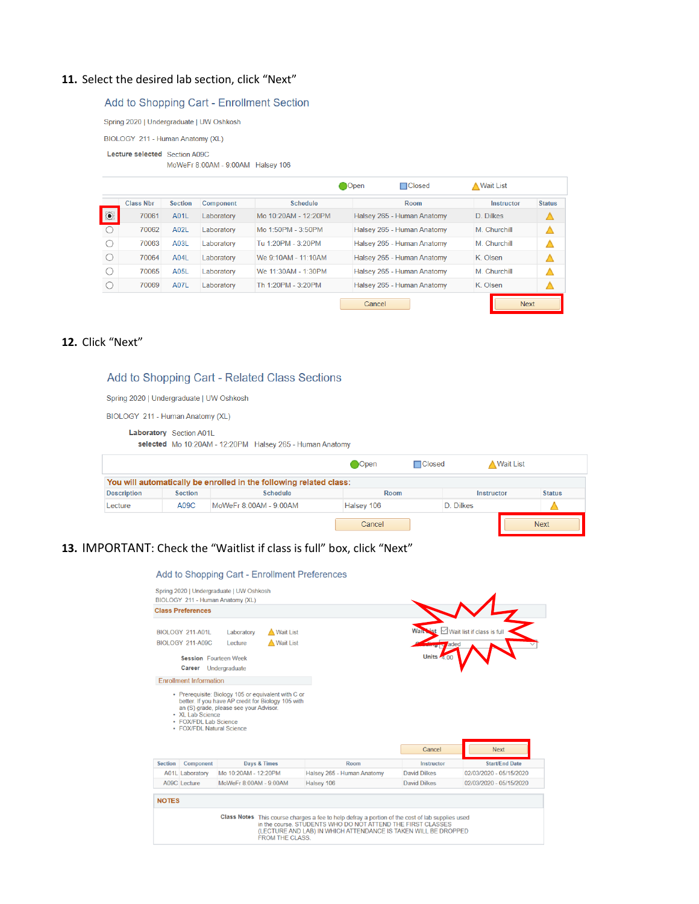11. Select the desired lab section, click "Next"

## Add to Shopping Cart - Enrollment Section

Spring 2020 | Undergraduate | UW Oshkosh

BIOLOGY 211 - Human Anatomy (XL)

**Lecture selected** Section A09C
MoWeFr 8:00AM - 9:00AM Halsey 106

Open | Closed | Wait List

| | Class Nbr | Section | Component | Schedule | Room | Instructor | Status |
|---|---|---|---|---|---|---|---|
| (selected) | 70061 | A01L | Laboratory | Mo 10:20AM - 12:20PM | Halsey 265 - Human Anatomy | D. Dilkes | Wait List |
| | 70062 | A02L | Laboratory | Mo 1:50PM - 3:50PM | Halsey 265 - Human Anatomy | M. Churchill | Wait List |
| | 70063 | A03L | Laboratory | Tu 1:20PM - 3:20PM | Halsey 265 - Human Anatomy | M. Churchill | Wait List |
| | 70064 | A04L | Laboratory | We 9:10AM - 11:10AM | Halsey 265 - Human Anatomy | K. Olsen | Wait List |
| | 70065 | A05L | Laboratory | We 11:30AM - 1:30PM | Halsey 265 - Human Anatomy | M. Churchill | Wait List |
| | 70069 | A07L | Laboratory | Th 1:20PM - 3:20PM | Halsey 265 - Human Anatomy | K. Olsen | Wait List |

Cancel | Next

12. Click "Next"

## Add to Shopping Cart - Related Class Sections

Spring 2020 | Undergraduate | UW Oshkosh

BIOLOGY 211 - Human Anatomy (XL)

**Laboratory selected** Section A01L
Mo 10:20AM - 12:20PM Halsey 265 - Human Anatomy

Open | Closed | Wait List

**You will automatically be enrolled in the following related class:**

| Description | Section | Schedule | Room | Instructor | Status |
|---|---|---|---|---|---|
| Lecture | A09C | MoWeFr 8:00AM - 9:00AM | Halsey 106 | D. Dilkes | Wait List |

Cancel | Next

13. IMPORTANT: Check the "Waitlist if class is full" box, click "Next"

## Add to Shopping Cart - Enrollment Preferences

Spring 2020 | Undergraduate | UW Oshkosh
BIOLOGY 211 - Human Anatomy (XL)

**Class Preferences**

| | | |
|---|---|---|
| BIOLOGY 211-A01L | Laboratory | Wait List |
| BIOLOGY 211-A09C | Lecture | Wait List |

Wait List ☑ Wait list if class is full
Grading Graded
Units 4.00

**Session** Fourteen Week
**Career** Undergraduate

**Enrollment Information**

- Prerequisite: Biology 105 or equivalent with C or better. If you have AP credit for Biology 105 with an (S) grade, please see your Advisor.
- XL Lab Science
- FOX/FDL Lab Science
- FOX/FDL Natural Science

Cancel | Next

| Section | Component | Days & Times | Room | Instructor | Start/End Date |
|---|---|---|---|---|---|
| A01L | Laboratory | Mo 10:20AM - 12:20PM | Halsey 265 - Human Anatomy | David Dilkes | 02/03/2020 - 05/15/2020 |
| A09C | Lecture | MoWeFr 8:00AM - 9:00AM | Halsey 106 | David Dilkes | 02/03/2020 - 05/15/2020 |

**NOTES**

**Class Notes** This course charges a fee to help defray a portion of the cost of lab supplies used in the course. STUDENTS WHO DO NOT ATTEND THE FIRST CLASSES (LECTURE AND LAB) IN WHICH ATTENDANCE IS TAKEN WILL BE DROPPED FROM THE CLASS.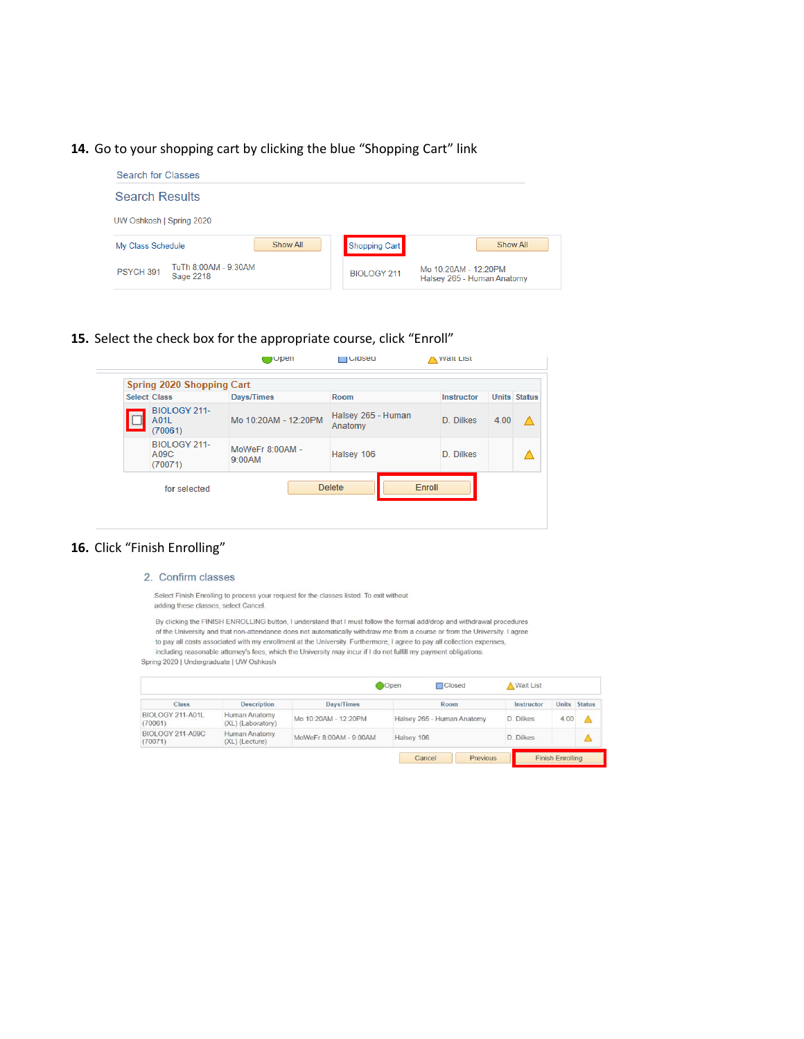**14.** Go to your shopping cart by clicking the blue "Shopping Cart" link

Search for Classes

Search Results

UW Oshkosh | Spring 2020

| My Class Schedule | Show All |
|---|---|
| PSYCH 391 | TuTh 8:00AM - 9:30AM Sage 2218 |

| Shopping Cart | Show All |
|---|---|
| BIOLOGY 211 | Mo 10:20AM - 12:20PM Halsey 265 - Human Anatomy |

**15.** Select the check box for the appropriate course, click "Enroll"

Open Closed Wait List

Spring 2020 Shopping Cart

| Select | Class | Days/Times | Room | Instructor | Units | Status |
|---|---|---|---|---|---|---|
| ☐ | BIOLOGY 211-A01L (70061) | Mo 10:20AM - 12:20PM | Halsey 265 - Human Anatomy | D. Dilkes | 4.00 | ⚠ |
| | BIOLOGY 211-A09C (70071) | MoWeFr 8:00AM - 9:00AM | Halsey 106 | D. Dilkes | | ⚠ |

for selected Delete Enroll

**16.** Click "Finish Enrolling"

2. Confirm classes

Select Finish Enrolling to process your request for the classes listed. To exit without adding these classes, select Cancel.

By clicking the FINISH ENROLLING button, I understand that I must follow the formal add/drop and withdrawal procedures of the University and that non-attendance does not automatically withdraw me from a course or from the University. I agree to pay all costs associated with my enrollment at the University. Furthermore, I agree to pay all collection expenses, including reasonable attorney's fees, which the University may incur if I do not fulfill my payment obligations.

Spring 2020 | Undergraduate | UW Oshkosh

Open Closed Wait List

| Class | Description | Days/Times | Room | Instructor | Units | Status |
|---|---|---|---|---|---|---|
| BIOLOGY 211-A01L (70061) | Human Anatomy (XL) (Laboratory) | Mo 10:20AM - 12:20PM | Halsey 265 - Human Anatomy | D. Dilkes | 4.00 | ⚠ |
| BIOLOGY 211-A09C (70071) | Human Anatomy (XL) (Lecture) | MoWeFr 8:00AM - 9:00AM | Halsey 106 | D. Dilkes | | ⚠ |

Cancel Previous Finish Enrolling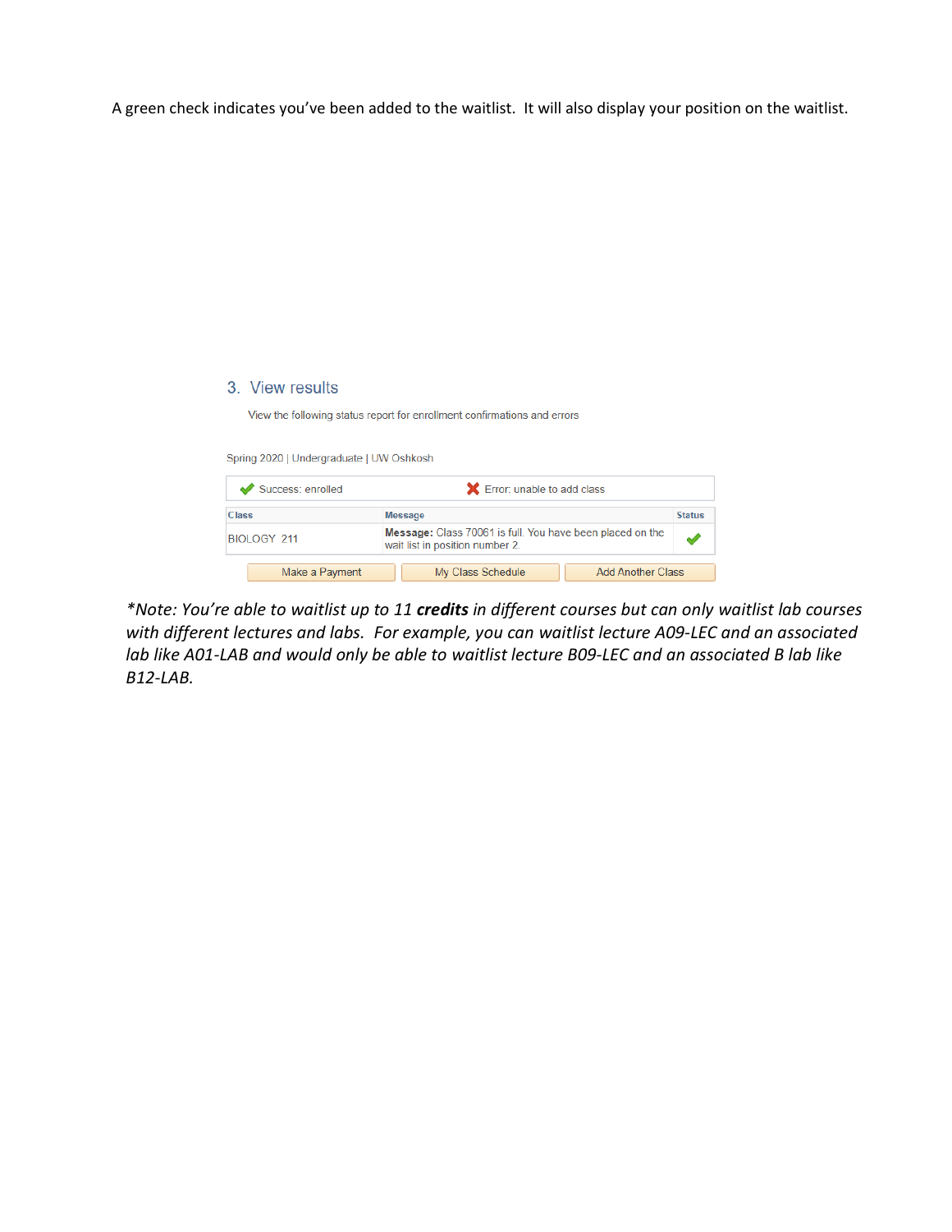A green check indicates you've been added to the waitlist.  It will also display your position on the waitlist.

### 3. View results

View the following status report for enrollment confirmations and errors

Spring 2020 | Undergraduate | UW Oshkosh

✔ Success: enrolled    ✖ Error: unable to add class

| Class | Message | Status |
| --- | --- | --- |
| BIOLOGY 211 | **Message:** Class 70061 is full. You have been placed on the wait list in position number 2. | ✔ |

Make a Payment | My Class Schedule | Add Another Class

*\*Note: You're able to waitlist up to 11 **credits** in different courses but can only waitlist lab courses with different lectures and labs.  For example, you can waitlist lecture A09-LEC and an associated lab like A01-LAB and would only be able to waitlist lecture B09-LEC and an associated B lab like B12-LAB.*